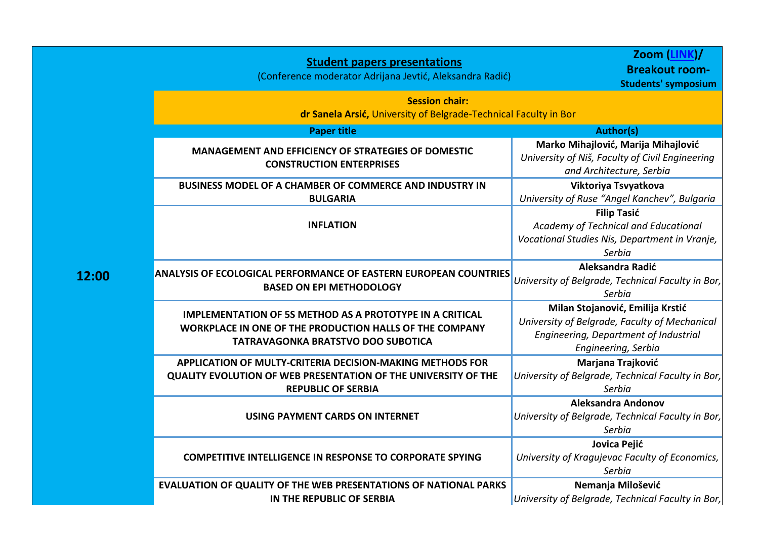| 12:00 | **Student papers presentations** (Conference moderator Adrijana Jevtić, Aleksandra Radić) | **Zoom (LINK)/ Breakout room- Students' symposium** |
|---|---|---|
| | **Session chair:** **dr Sanela Arsić,** University of Belgrade-Technical Faculty in Bor | |
| | **Paper title** | **Author(s)** |
| | **MANAGEMENT AND EFFICIENCY OF STRATEGIES OF DOMESTIC CONSTRUCTION ENTERPRISES** | **Marko Mihajlović, Marija Mihajlović** *University of Niš, Faculty of Civil Engineering and Architecture, Serbia* |
| | **BUSINESS MODEL OF A CHAMBER OF COMMERCE AND INDUSTRY IN BULGARIA** | **Viktoriya Tsvyatkova** *University of Ruse "Angel Kanchev", Bulgaria* |
| | **INFLATION** | **Filip Tasić** *Academy of Technical and Educational Vocational Studies Nis, Department in Vranje, Serbia* |
| | **ANALYSIS OF ECOLOGICAL PERFORMANCE OF EASTERN EUROPEAN COUNTRIES BASED ON EPI METHODOLOGY** | **Aleksandra Radić** *University of Belgrade, Technical Faculty in Bor, Serbia* |
| | **IMPLEMENTATION OF 5S METHOD AS A PROTOTYPE IN A CRITICAL WORKPLACE IN ONE OF THE PRODUCTION HALLS OF THE COMPANY TATRAVAGONKA BRATSTVO DOO SUBOTICA** | **Milan Stojanović, Emilija Krstić** *University of Belgrade, Faculty of Mechanical Engineering, Department of Industrial Engineering, Serbia* |
| | **APPLICATION OF MULTY-CRITERIA DECISION-MAKING METHODS FOR QUALITY EVOLUTION OF WEB PRESENTATION OF THE UNIVERSITY OF THE REPUBLIC OF SERBIA** | **Marjana Trajković** *University of Belgrade, Technical Faculty in Bor, Serbia* |
| | **USING PAYMENT CARDS ON INTERNET** | **Aleksandra Andonov** *University of Belgrade, Technical Faculty in Bor, Serbia* |
| | **COMPETITIVE INTELLIGENCE IN RESPONSE TO CORPORATE SPYING** | **Jovica Pejić** *University of Kragujevac Faculty of Economics, Serbia* |
| | **EVALUATION OF QUALITY OF THE WEB PRESENTATIONS OF NATIONAL PARKS IN THE REPUBLIC OF SERBIA** | **Nemanja Milošević** *University of Belgrade, Technical Faculty in Bor,* |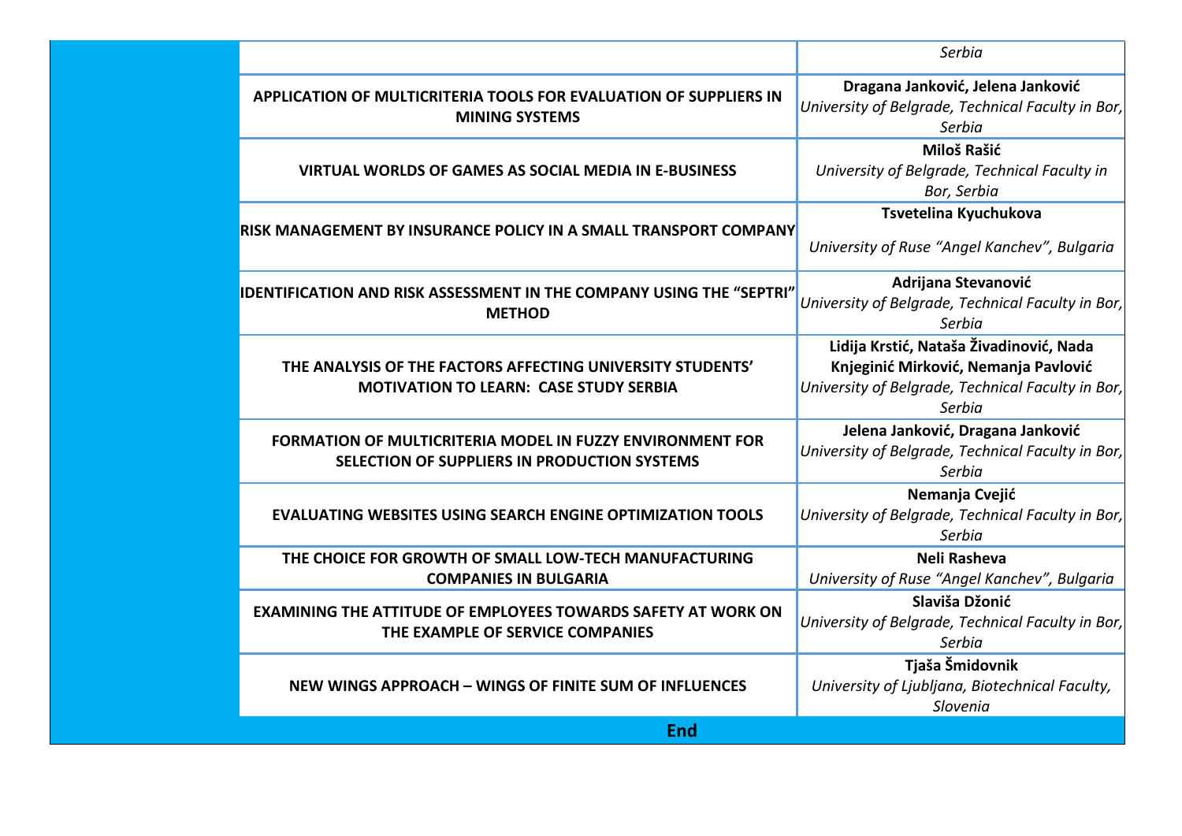| | |
|---|---|
| | *Serbia* |
| **APPLICATION OF MULTICRITERIA TOOLS FOR EVALUATION OF SUPPLIERS IN MINING SYSTEMS** | **Dragana Janković, Jelena Janković**<br>*University of Belgrade, Technical Faculty in Bor, Serbia* |
| **VIRTUAL WORLDS OF GAMES AS SOCIAL MEDIA IN E-BUSINESS** | **Miloš Rašić**<br>*University of Belgrade, Technical Faculty in Bor, Serbia* |
| **RISK MANAGEMENT BY INSURANCE POLICY IN A SMALL TRANSPORT COMPANY** | **Tsvetelina Kyuchukova**<br>*University of Ruse "Angel Kanchev", Bulgaria* |
| **IDENTIFICATION AND RISK ASSESSMENT IN THE COMPANY USING THE "SEPTRI" METHOD** | **Adrijana Stevanović**<br>*University of Belgrade, Technical Faculty in Bor, Serbia* |
| **THE ANALYSIS OF THE FACTORS AFFECTING UNIVERSITY STUDENTS' MOTIVATION TO LEARN: CASE STUDY SERBIA** | **Lidija Krstić, Nataša Živadinović, Nada Knjeginić Mirković, Nemanja Pavlović**<br>*University of Belgrade, Technical Faculty in Bor, Serbia* |
| **FORMATION OF MULTICRITERIA MODEL IN FUZZY ENVIRONMENT FOR SELECTION OF SUPPLIERS IN PRODUCTION SYSTEMS** | **Jelena Janković, Dragana Janković**<br>*University of Belgrade, Technical Faculty in Bor, Serbia* |
| **EVALUATING WEBSITES USING SEARCH ENGINE OPTIMIZATION TOOLS** | **Nemanja Cvejić**<br>*University of Belgrade, Technical Faculty in Bor, Serbia* |
| **THE CHOICE FOR GROWTH OF SMALL LOW-TECH MANUFACTURING COMPANIES IN BULGARIA** | **Neli Rasheva**<br>*University of Ruse "Angel Kanchev", Bulgaria* |
| **EXAMINING THE ATTITUDE OF EMPLOYEES TOWARDS SAFETY AT WORK ON THE EXAMPLE OF SERVICE COMPANIES** | **Slaviša Džonić**<br>*University of Belgrade, Technical Faculty in Bor, Serbia* |
| **NEW WINGS APPROACH – WINGS OF FINITE SUM OF INFLUENCES** | **Tjaša Šmidovnik**<br>*University of Ljubljana, Biotechnical Faculty, Slovenia* |

**End**